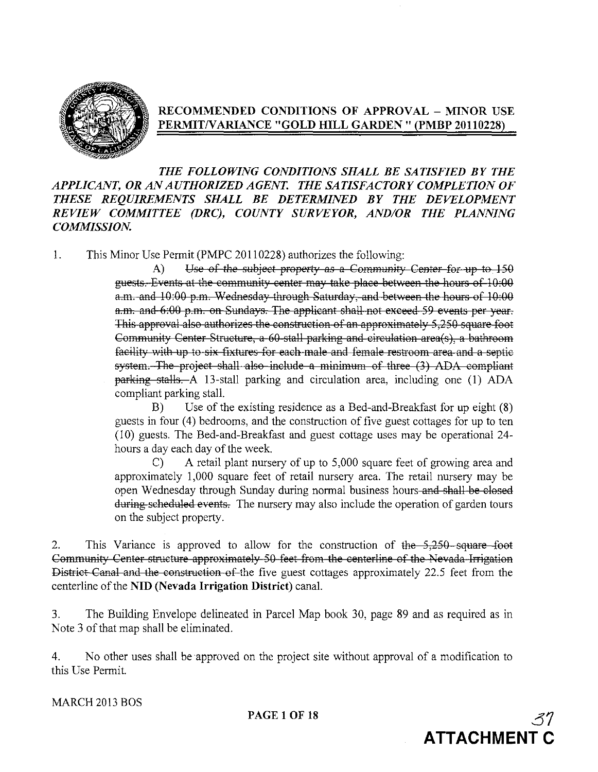## RECOMMENDED CONDITIONS OF APPROVAL – MINOR USE PERMIT/VARIANCE "GOLD HILL GARDEN " (PMBP 20110228)

***THE FOLLOWING CONDITIONS SHALL BE SATISFIED BY THE APPLICANT, OR AN AUTHORIZED AGENT. THE SATISFACTORY COMPLETION OF THESE REQUIREMENTS SHALL BE DETERMINED BY THE DEVELOPMENT REVIEW COMMITTEE (DRC), COUNTY SURVEYOR, AND/OR THE PLANNING COMMISSION.***

1. This Minor Use Permit (PMPC 20110228) authorizes the following:

   A) ~~Use of the subject property as a Community Center for up to 150 guests. Events at the community center may take place between the hours of 10:00 a.m. and 10:00 p.m. Wednesday through Saturday, and between the hours of 10:00 a.m. and 6:00 p.m. on Sundays. The applicant shall not exceed 59 events per year. This approval also authorizes the construction of an approximately 5,250 square foot Community Center Structure, a 60-stall parking and circulation area(s), a bathroom facility with up to six fixtures for each male and female restroom area and a septic system. The project shall also include a minimum of three (3) ADA compliant parking stalls.~~ A 13-stall parking and circulation area, including one (1) ADA compliant parking stall.

   B) Use of the existing residence as a Bed-and-Breakfast for up eight (8) guests in four (4) bedrooms, and the construction of five guest cottages for up to ten (10) guests. The Bed-and-Breakfast and guest cottage uses may be operational 24-hours a day each day of the week.

   C) A retail plant nursery of up to 5,000 square feet of growing area and approximately 1,000 square feet of retail nursery area. The retail nursery may be open Wednesday through Sunday during normal business hours~~ and shall be closed during scheduled events.~~ The nursery may also include the operation of garden tours on the subject property.

2. This Variance is approved to allow for the construction of ~~the 5,250-square foot Community Center structure approximately 50 feet from the centerline of the Nevada Irrigation District Canal and the construction of~~ the five guest cottages approximately 22.5 feet from the centerline of the **NID (Nevada Irrigation District)** canal.

3. The Building Envelope delineated in Parcel Map book 30, page 89 and as required as in Note 3 of that map shall be eliminated.

4. No other uses shall be approved on the project site without approval of a modification to this Use Permit.

MARCH 2013 BOS

**ATTACHMENT C**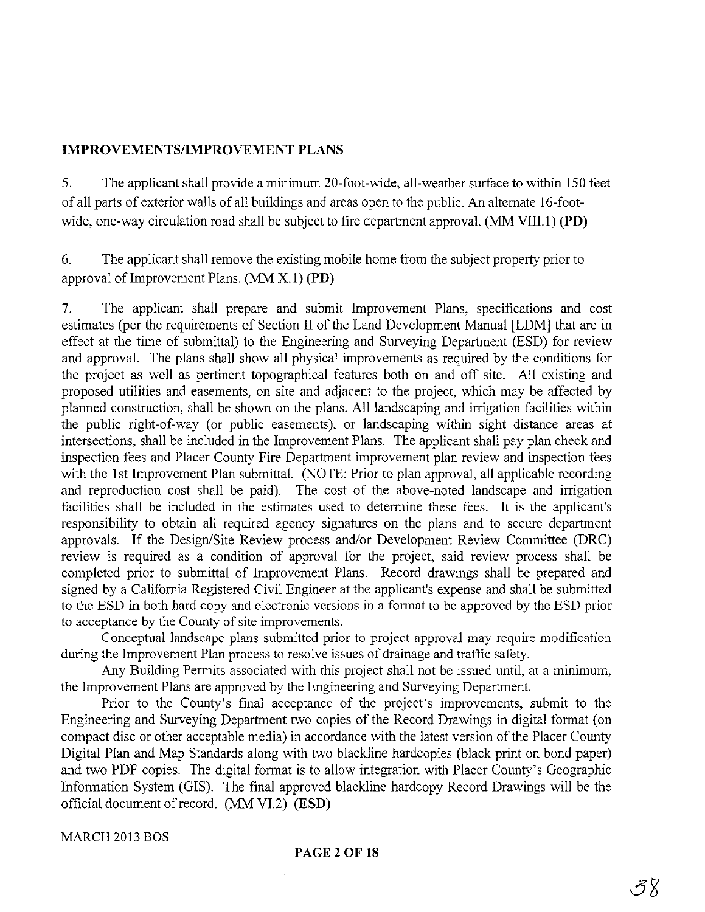## IMPROVEMENTS/IMPROVEMENT PLANS

5. The applicant shall provide a minimum 20-foot-wide, all-weather surface to within 150 feet of all parts of exterior walls of all buildings and areas open to the public. An alternate 16-foot-wide, one-way circulation road shall be subject to fire department approval. (MM VIII.1) **(PD)**

6. The applicant shall remove the existing mobile home from the subject property prior to approval of Improvement Plans. (MM X.1) **(PD)**

7. The applicant shall prepare and submit Improvement Plans, specifications and cost estimates (per the requirements of Section II of the Land Development Manual [LDM] that are in effect at the time of submittal) to the Engineering and Surveying Department (ESD) for review and approval. The plans shall show all physical improvements as required by the conditions for the project as well as pertinent topographical features both on and off site. All existing and proposed utilities and easements, on site and adjacent to the project, which may be affected by planned construction, shall be shown on the plans. All landscaping and irrigation facilities within the public right-of-way (or public easements), or landscaping within sight distance areas at intersections, shall be included in the Improvement Plans. The applicant shall pay plan check and inspection fees and Placer County Fire Department improvement plan review and inspection fees with the 1st Improvement Plan submittal. (NOTE: Prior to plan approval, all applicable recording and reproduction cost shall be paid). The cost of the above-noted landscape and irrigation facilities shall be included in the estimates used to determine these fees. It is the applicant's responsibility to obtain all required agency signatures on the plans and to secure department approvals. If the Design/Site Review process and/or Development Review Committee (DRC) review is required as a condition of approval for the project, said review process shall be completed prior to submittal of Improvement Plans. Record drawings shall be prepared and signed by a California Registered Civil Engineer at the applicant's expense and shall be submitted to the ESD in both hard copy and electronic versions in a format to be approved by the ESD prior to acceptance by the County of site improvements.

Conceptual landscape plans submitted prior to project approval may require modification during the Improvement Plan process to resolve issues of drainage and traffic safety.

Any Building Permits associated with this project shall not be issued until, at a minimum, the Improvement Plans are approved by the Engineering and Surveying Department.

Prior to the County's final acceptance of the project's improvements, submit to the Engineering and Surveying Department two copies of the Record Drawings in digital format (on compact disc or other acceptable media) in accordance with the latest version of the Placer County Digital Plan and Map Standards along with two blackline hardcopies (black print on bond paper) and two PDF copies. The digital format is to allow integration with Placer County's Geographic Information System (GIS). The final approved blackline hardcopy Record Drawings will be the official document of record. (MM VI.2) **(ESD)**

MARCH 2013 BOS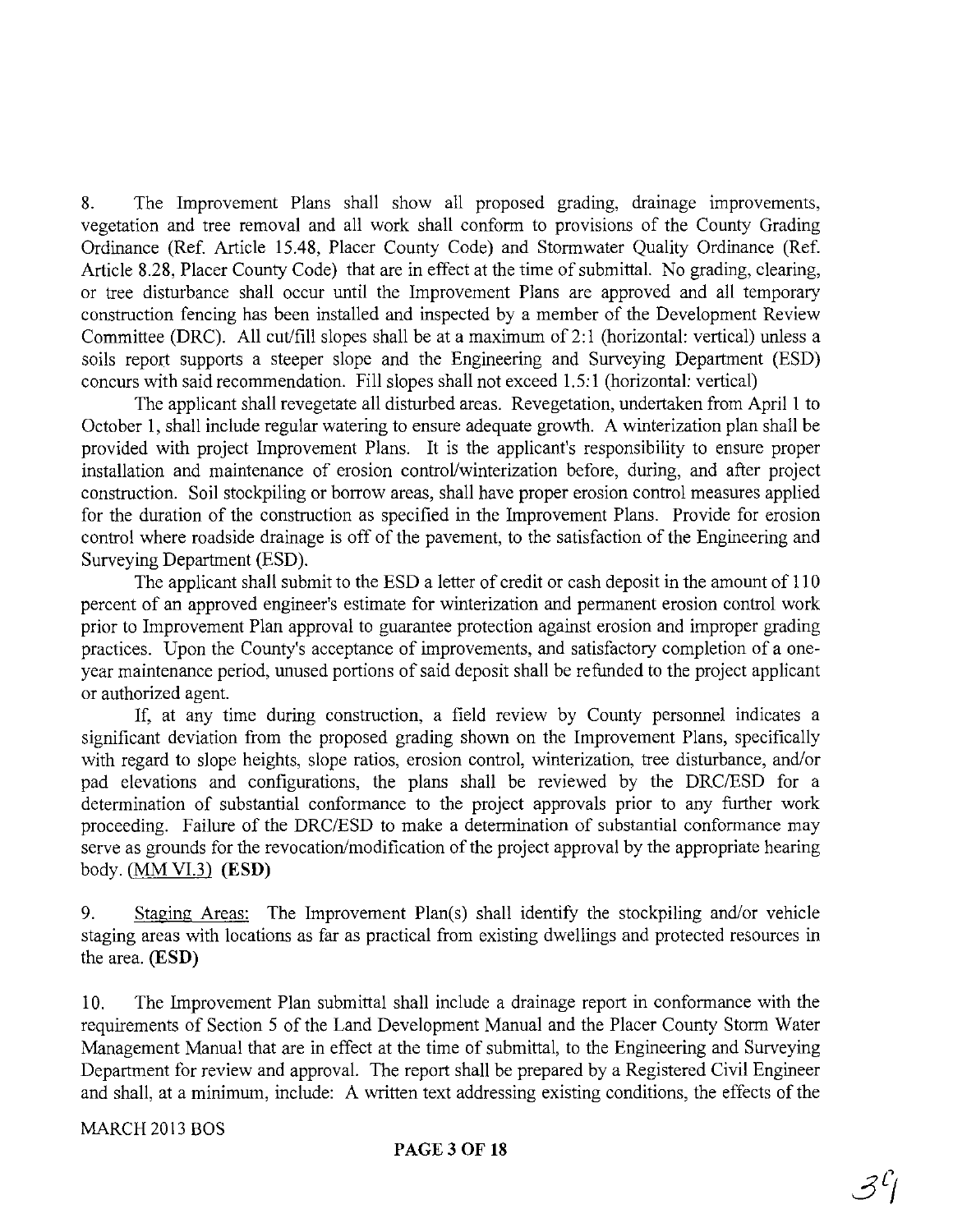8. The Improvement Plans shall show all proposed grading, drainage improvements, vegetation and tree removal and all work shall conform to provisions of the County Grading Ordinance (Ref. Article 15.48, Placer County Code) and Stormwater Quality Ordinance (Ref. Article 8.28, Placer County Code) that are in effect at the time of submittal. No grading, clearing, or tree disturbance shall occur until the Improvement Plans are approved and all temporary construction fencing has been installed and inspected by a member of the Development Review Committee (DRC). All cut/fill slopes shall be at a maximum of 2:1 (horizontal: vertical) unless a soils report supports a steeper slope and the Engineering and Surveying Department (ESD) concurs with said recommendation. Fill slopes shall not exceed 1.5:1 (horizontal: vertical)

The applicant shall revegetate all disturbed areas. Revegetation, undertaken from April 1 to October 1, shall include regular watering to ensure adequate growth. A winterization plan shall be provided with project Improvement Plans. It is the applicant's responsibility to ensure proper installation and maintenance of erosion control/winterization before, during, and after project construction. Soil stockpiling or borrow areas, shall have proper erosion control measures applied for the duration of the construction as specified in the Improvement Plans. Provide for erosion control where roadside drainage is off of the pavement, to the satisfaction of the Engineering and Surveying Department (ESD).

The applicant shall submit to the ESD a letter of credit or cash deposit in the amount of 110 percent of an approved engineer's estimate for winterization and permanent erosion control work prior to Improvement Plan approval to guarantee protection against erosion and improper grading practices. Upon the County's acceptance of improvements, and satisfactory completion of a one-year maintenance period, unused portions of said deposit shall be refunded to the project applicant or authorized agent.

If, at any time during construction, a field review by County personnel indicates a significant deviation from the proposed grading shown on the Improvement Plans, specifically with regard to slope heights, slope ratios, erosion control, winterization, tree disturbance, and/or pad elevations and configurations, the plans shall be reviewed by the DRC/ESD for a determination of substantial conformance to the project approvals prior to any further work proceeding. Failure of the DRC/ESD to make a determination of substantial conformance may serve as grounds for the revocation/modification of the project approval by the appropriate hearing body. (MM VI.3) **(ESD)**

9. Staging Areas: The Improvement Plan(s) shall identify the stockpiling and/or vehicle staging areas with locations as far as practical from existing dwellings and protected resources in the area. **(ESD)**

10. The Improvement Plan submittal shall include a drainage report in conformance with the requirements of Section 5 of the Land Development Manual and the Placer County Storm Water Management Manual that are in effect at the time of submittal, to the Engineering and Surveying Department for review and approval. The report shall be prepared by a Registered Civil Engineer and shall, at a minimum, include: A written text addressing existing conditions, the effects of the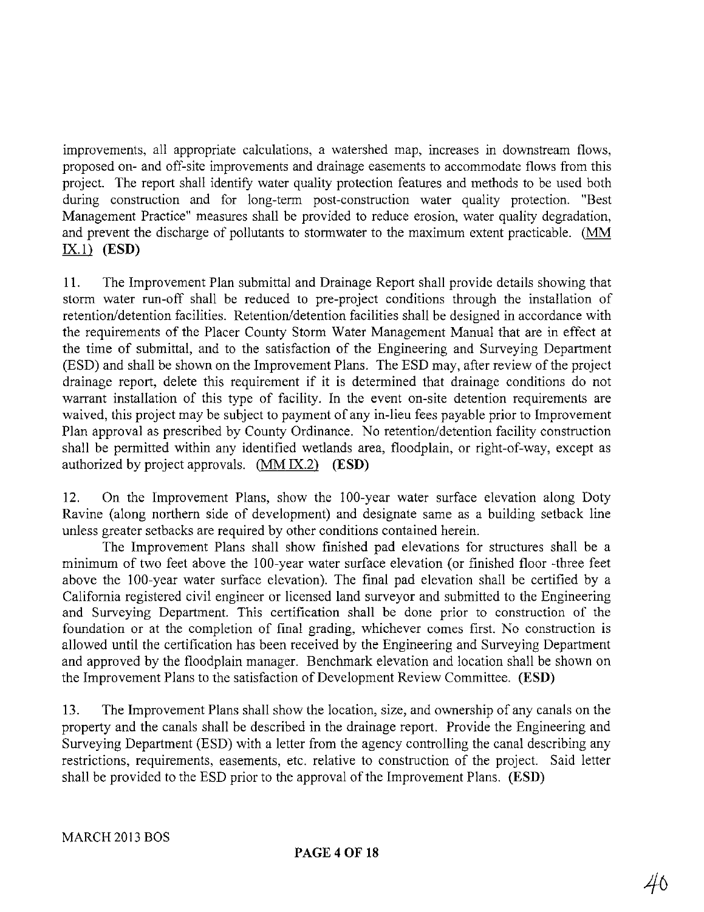improvements, all appropriate calculations, a watershed map, increases in downstream flows, proposed on- and off-site improvements and drainage easements to accommodate flows from this project. The report shall identify water quality protection features and methods to be used both during construction and for long-term post-construction water quality protection. "Best Management Practice" measures shall be provided to reduce erosion, water quality degradation, and prevent the discharge of pollutants to stormwater to the maximum extent practicable. (MM IX.1) **(ESD)**

11. The Improvement Plan submittal and Drainage Report shall provide details showing that storm water run-off shall be reduced to pre-project conditions through the installation of retention/detention facilities. Retention/detention facilities shall be designed in accordance with the requirements of the Placer County Storm Water Management Manual that are in effect at the time of submittal, and to the satisfaction of the Engineering and Surveying Department (ESD) and shall be shown on the Improvement Plans. The ESD may, after review of the project drainage report, delete this requirement if it is determined that drainage conditions do not warrant installation of this type of facility. In the event on-site detention requirements are waived, this project may be subject to payment of any in-lieu fees payable prior to Improvement Plan approval as prescribed by County Ordinance. No retention/detention facility construction shall be permitted within any identified wetlands area, floodplain, or right-of-way, except as authorized by project approvals. (MM IX.2) **(ESD)**

12. On the Improvement Plans, show the 100-year water surface elevation along Doty Ravine (along northern side of development) and designate same as a building setback line unless greater setbacks are required by other conditions contained herein.

The Improvement Plans shall show finished pad elevations for structures shall be a minimum of two feet above the 100-year water surface elevation (or finished floor -three feet above the 100-year water surface elevation). The final pad elevation shall be certified by a California registered civil engineer or licensed land surveyor and submitted to the Engineering and Surveying Department. This certification shall be done prior to construction of the foundation or at the completion of final grading, whichever comes first. No construction is allowed until the certification has been received by the Engineering and Surveying Department and approved by the floodplain manager. Benchmark elevation and location shall be shown on the Improvement Plans to the satisfaction of Development Review Committee. **(ESD)**

13. The Improvement Plans shall show the location, size, and ownership of any canals on the property and the canals shall be described in the drainage report. Provide the Engineering and Surveying Department (ESD) with a letter from the agency controlling the canal describing any restrictions, requirements, easements, etc. relative to construction of the project. Said letter shall be provided to the ESD prior to the approval of the Improvement Plans. **(ESD)**

MARCH 2013 BOS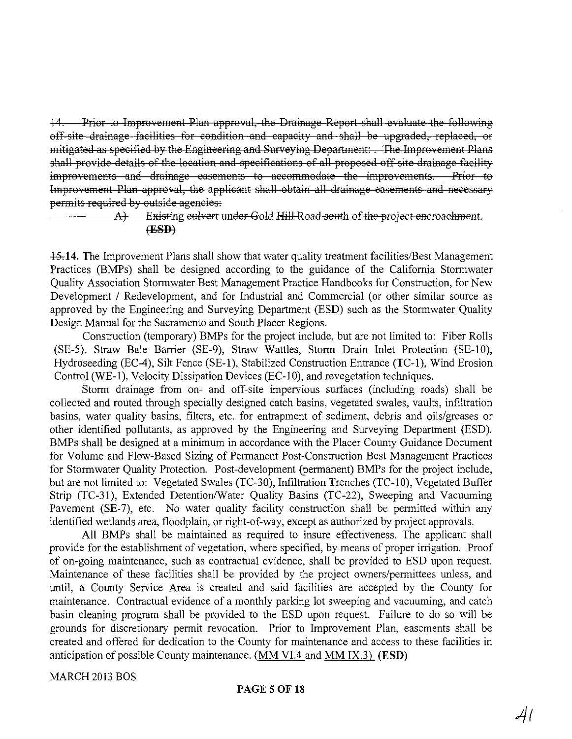~~14. Prior to Improvement Plan approval, the Drainage Report shall evaluate the following off-site drainage facilities for condition and capacity and shall be upgraded, replaced, or mitigated as specified by the Engineering and Surveying Department: . The Improvement Plans shall provide details of the location and specifications of all proposed off-site drainage facility improvements and drainage easements to accommodate the improvements. Prior to Improvement Plan approval, the applicant shall obtain all drainage easements and necessary permits required by outside agencies:~~

~~A) Existing culvert under Gold Hill Road south of the project encroachment. (ESD)~~

~~15.~~**14.** The Improvement Plans shall show that water quality treatment facilities/Best Management Practices (BMPs) shall be designed according to the guidance of the California Stormwater Quality Association Stormwater Best Management Practice Handbooks for Construction, for New Development / Redevelopment, and for Industrial and Commercial (or other similar source as approved by the Engineering and Surveying Department (ESD) such as the Stormwater Quality Design Manual for the Sacramento and South Placer Regions.

Construction (temporary) BMPs for the project include, but are not limited to: Fiber Rolls (SE-5), Straw Bale Barrier (SE-9), Straw Wattles, Storm Drain Inlet Protection (SE-10), Hydroseeding (EC-4), Silt Fence (SE-1), Stabilized Construction Entrance (TC-1), Wind Erosion Control (WE-1), Velocity Dissipation Devices (EC-10), and revegetation techniques.

Storm drainage from on- and off-site impervious surfaces (including roads) shall be collected and routed through specially designed catch basins, vegetated swales, vaults, infiltration basins, water quality basins, filters, etc. for entrapment of sediment, debris and oils/greases or other identified pollutants, as approved by the Engineering and Surveying Department (ESD). BMPs shall be designed at a minimum in accordance with the Placer County Guidance Document for Volume and Flow-Based Sizing of Permanent Post-Construction Best Management Practices for Stormwater Quality Protection. Post-development (permanent) BMPs for the project include, but are not limited to: Vegetated Swales (TC-30), Infiltration Trenches (TC-10), Vegetated Buffer Strip (TC-31), Extended Detention/Water Quality Basins (TC-22), Sweeping and Vacuuming Pavement (SE-7), etc. No water quality facility construction shall be permitted within any identified wetlands area, floodplain, or right-of-way, except as authorized by project approvals.

All BMPs shall be maintained as required to insure effectiveness. The applicant shall provide for the establishment of vegetation, where specified, by means of proper irrigation. Proof of on-going maintenance, such as contractual evidence, shall be provided to ESD upon request. Maintenance of these facilities shall be provided by the project owners/permittees unless, and until, a County Service Area is created and said facilities are accepted by the County for maintenance. Contractual evidence of a monthly parking lot sweeping and vacuuming, and catch basin cleaning program shall be provided to the ESD upon request. Failure to do so will be grounds for discretionary permit revocation. Prior to Improvement Plan, easements shall be created and offered for dedication to the County for maintenance and access to these facilities in anticipation of possible County maintenance. (MM VI.4 and MM IX.3) **(ESD)**

MARCH 2013 BOS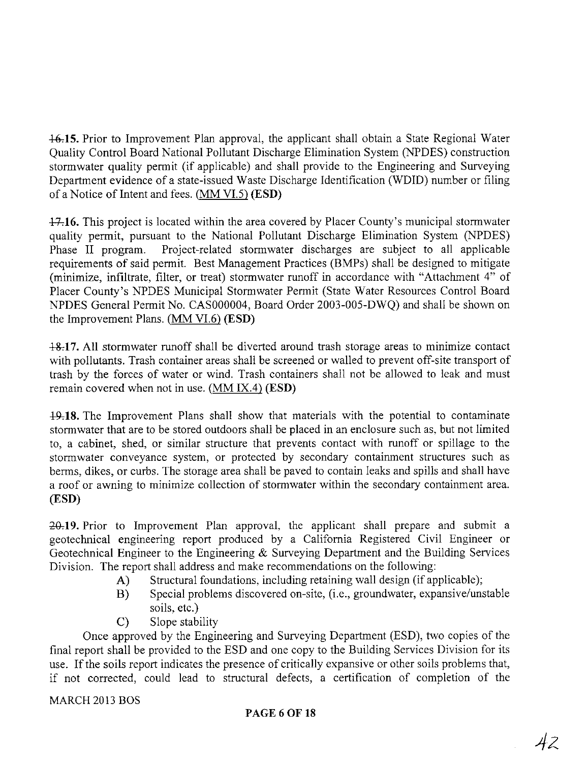~~16.~~**15.** Prior to Improvement Plan approval, the applicant shall obtain a State Regional Water Quality Control Board National Pollutant Discharge Elimination System (NPDES) construction stormwater quality permit (if applicable) and shall provide to the Engineering and Surveying Department evidence of a state-issued Waste Discharge Identification (WDID) number or filing of a Notice of Intent and fees. (MM VI.5) **(ESD)**

~~17.~~**16.** This project is located within the area covered by Placer County's municipal stormwater quality permit, pursuant to the National Pollutant Discharge Elimination System (NPDES) Phase II program. Project-related stormwater discharges are subject to all applicable requirements of said permit. Best Management Practices (BMPs) shall be designed to mitigate (minimize, infiltrate, filter, or treat) stormwater runoff in accordance with "Attachment 4" of Placer County's NPDES Municipal Stormwater Permit (State Water Resources Control Board NPDES General Permit No. CAS000004, Board Order 2003-005-DWQ) and shall be shown on the Improvement Plans. (MM VI.6) **(ESD)**

~~18.~~**17.** All stormwater runoff shall be diverted around trash storage areas to minimize contact with pollutants. Trash container areas shall be screened or walled to prevent off-site transport of trash by the forces of water or wind. Trash containers shall not be allowed to leak and must remain covered when not in use. (MM IX.4) **(ESD)**

~~19.~~**18.** The Improvement Plans shall show that materials with the potential to contaminate stormwater that are to be stored outdoors shall be placed in an enclosure such as, but not limited to, a cabinet, shed, or similar structure that prevents contact with runoff or spillage to the stormwater conveyance system, or protected by secondary containment structures such as berms, dikes, or curbs. The storage area shall be paved to contain leaks and spills and shall have a roof or awning to minimize collection of stormwater within the secondary containment area. **(ESD)**

~~20.~~**19.** Prior to Improvement Plan approval, the applicant shall prepare and submit a geotechnical engineering report produced by a California Registered Civil Engineer or Geotechnical Engineer to the Engineering & Surveying Department and the Building Services Division. The report shall address and make recommendations on the following:

- A) Structural foundations, including retaining wall design (if applicable);
- B) Special problems discovered on-site, (i.e., groundwater, expansive/unstable soils, etc.)
- C) Slope stability

Once approved by the Engineering and Surveying Department (ESD), two copies of the final report shall be provided to the ESD and one copy to the Building Services Division for its use. If the soils report indicates the presence of critically expansive or other soils problems that, if not corrected, could lead to structural defects, a certification of completion of the

MARCH 2013 BOS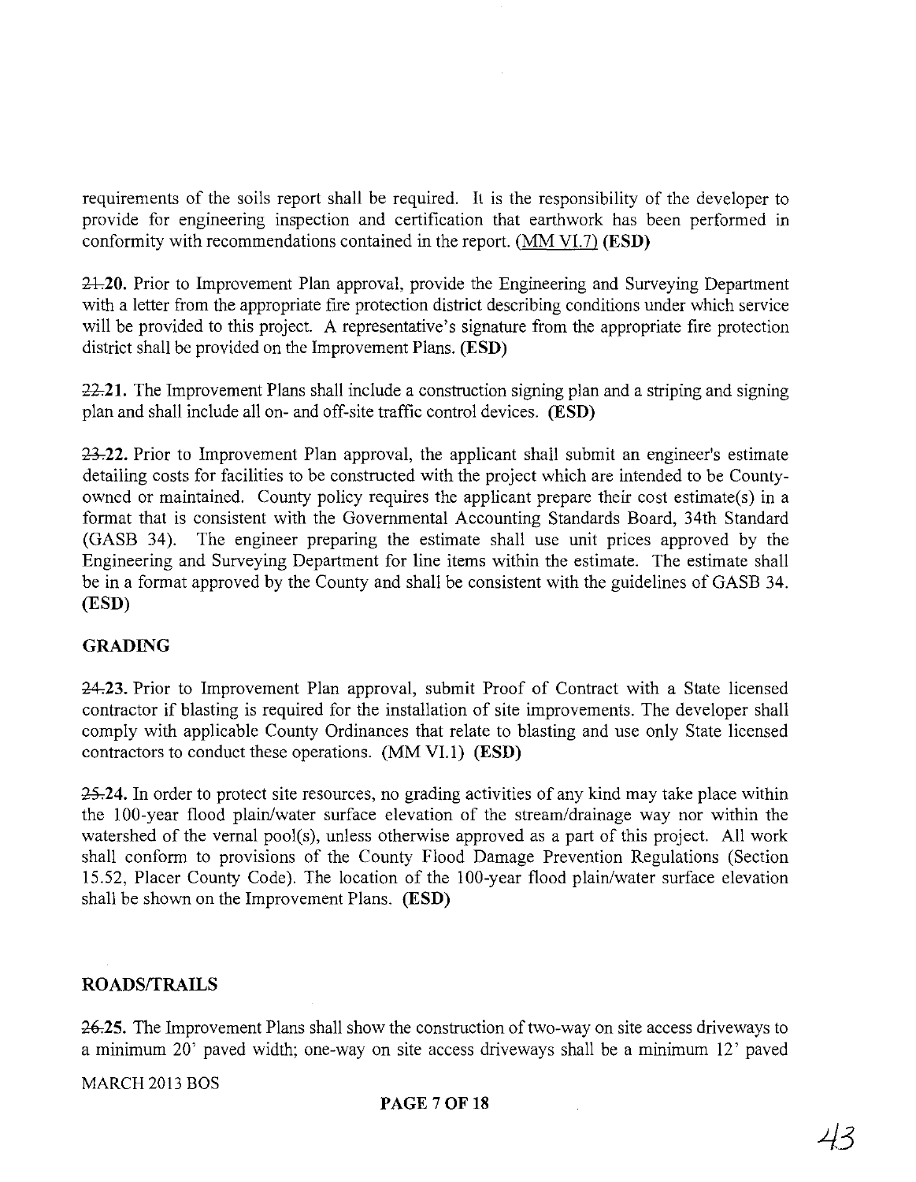requirements of the soils report shall be required. It is the responsibility of the developer to provide for engineering inspection and certification that earthwork has been performed in conformity with recommendations contained in the report. (MM VI.7) **(ESD)**

~~21.~~**20.** Prior to Improvement Plan approval, provide the Engineering and Surveying Department with a letter from the appropriate fire protection district describing conditions under which service will be provided to this project. A representative's signature from the appropriate fire protection district shall be provided on the Improvement Plans. **(ESD)**

~~22.~~**21.** The Improvement Plans shall include a construction signing plan and a striping and signing plan and shall include all on- and off-site traffic control devices. **(ESD)**

~~23.~~**22.** Prior to Improvement Plan approval, the applicant shall submit an engineer's estimate detailing costs for facilities to be constructed with the project which are intended to be County-owned or maintained. County policy requires the applicant prepare their cost estimate(s) in a format that is consistent with the Governmental Accounting Standards Board, 34th Standard (GASB 34). The engineer preparing the estimate shall use unit prices approved by the Engineering and Surveying Department for line items within the estimate. The estimate shall be in a format approved by the County and shall be consistent with the guidelines of GASB 34. **(ESD)**

**GRADING**

~~24.~~**23.** Prior to Improvement Plan approval, submit Proof of Contract with a State licensed contractor if blasting is required for the installation of site improvements. The developer shall comply with applicable County Ordinances that relate to blasting and use only State licensed contractors to conduct these operations. (MM VI.1) **(ESD)**

~~25.~~**24.** In order to protect site resources, no grading activities of any kind may take place within the 100-year flood plain/water surface elevation of the stream/drainage way nor within the watershed of the vernal pool(s), unless otherwise approved as a part of this project. All work shall conform to provisions of the County Flood Damage Prevention Regulations (Section 15.52, Placer County Code). The location of the 100-year flood plain/water surface elevation shall be shown on the Improvement Plans. **(ESD)**

**ROADS/TRAILS**

~~26.~~**25.** The Improvement Plans shall show the construction of two-way on site access driveways to a minimum 20' paved width; one-way on site access driveways shall be a minimum 12' paved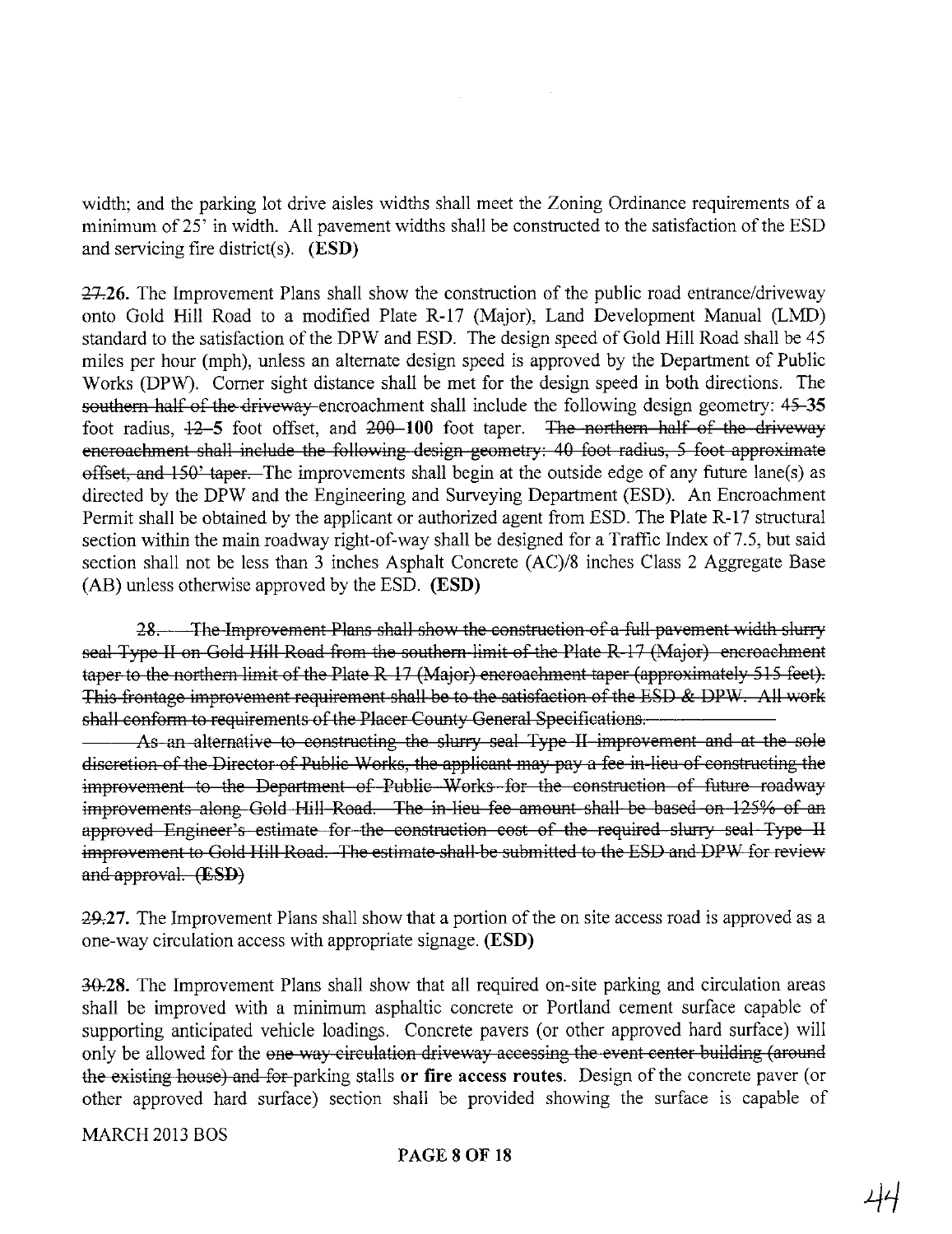width; and the parking lot drive aisles widths shall meet the Zoning Ordinance requirements of a minimum of 25' in width. All pavement widths shall be constructed to the satisfaction of the ESD and servicing fire district(s). **(ESD)**

~~27.~~**26.** The Improvement Plans shall show the construction of the public road entrance/driveway onto Gold Hill Road to a modified Plate R-17 (Major), Land Development Manual (LMD) standard to the satisfaction of the DPW and ESD. The design speed of Gold Hill Road shall be 45 miles per hour (mph), unless an alternate design speed is approved by the Department of Public Works (DPW). Corner sight distance shall be met for the design speed in both directions. The ~~southern half of the driveway~~ encroachment shall include the following design geometry: ~~45~~ **35** foot radius, ~~12~~ **5** foot offset, and ~~200~~ **100** foot taper. ~~The northern half of the driveway encroachment shall include the following design geometry: 40 foot radius, 5 foot approximate offset, and 150' taper.~~ The improvements shall begin at the outside edge of any future lane(s) as directed by the DPW and the Engineering and Surveying Department (ESD). An Encroachment Permit shall be obtained by the applicant or authorized agent from ESD. The Plate R-17 structural section within the main roadway right-of-way shall be designed for a Traffic Index of 7.5, but said section shall not be less than 3 inches Asphalt Concrete (AC)/8 inches Class 2 Aggregate Base (AB) unless otherwise approved by the ESD. **(ESD)**

~~28. The Improvement Plans shall show the construction of a full pavement width slurry seal Type II on Gold Hill Road from the southern limit of the Plate R-17 (Major) encroachment taper to the northern limit of the Plate R-17 (Major) encroachment taper (approximately 515 feet). This frontage improvement requirement shall be to the satisfaction of the ESD & DPW. All work shall conform to requirements of the Placer County General Specifications.~~

~~As an alternative to constructing the slurry seal Type II improvement and at the sole discretion of the Director of Public Works, the applicant may pay a fee in-lieu of constructing the improvement to the Department of Public Works for the construction of future roadway improvements along Gold Hill Road. The in-lieu fee amount shall be based on 125% of an approved Engineer's estimate for the construction cost of the required slurry seal Type II improvement to Gold Hill Road. The estimate shall be submitted to the ESD and DPW for review and approval. (ESD)~~

~~29.~~**27.** The Improvement Plans shall show that a portion of the on site access road is approved as a one-way circulation access with appropriate signage. **(ESD)**

~~30.~~**28.** The Improvement Plans shall show that all required on-site parking and circulation areas shall be improved with a minimum asphaltic concrete or Portland cement surface capable of supporting anticipated vehicle loadings. Concrete pavers (or other approved hard surface) will only be allowed for the ~~one way circulation driveway accessing the event center building (around the existing house) and for~~ parking stalls **or fire access routes**. Design of the concrete paver (or other approved hard surface) section shall be provided showing the surface is capable of

MARCH 2013 BOS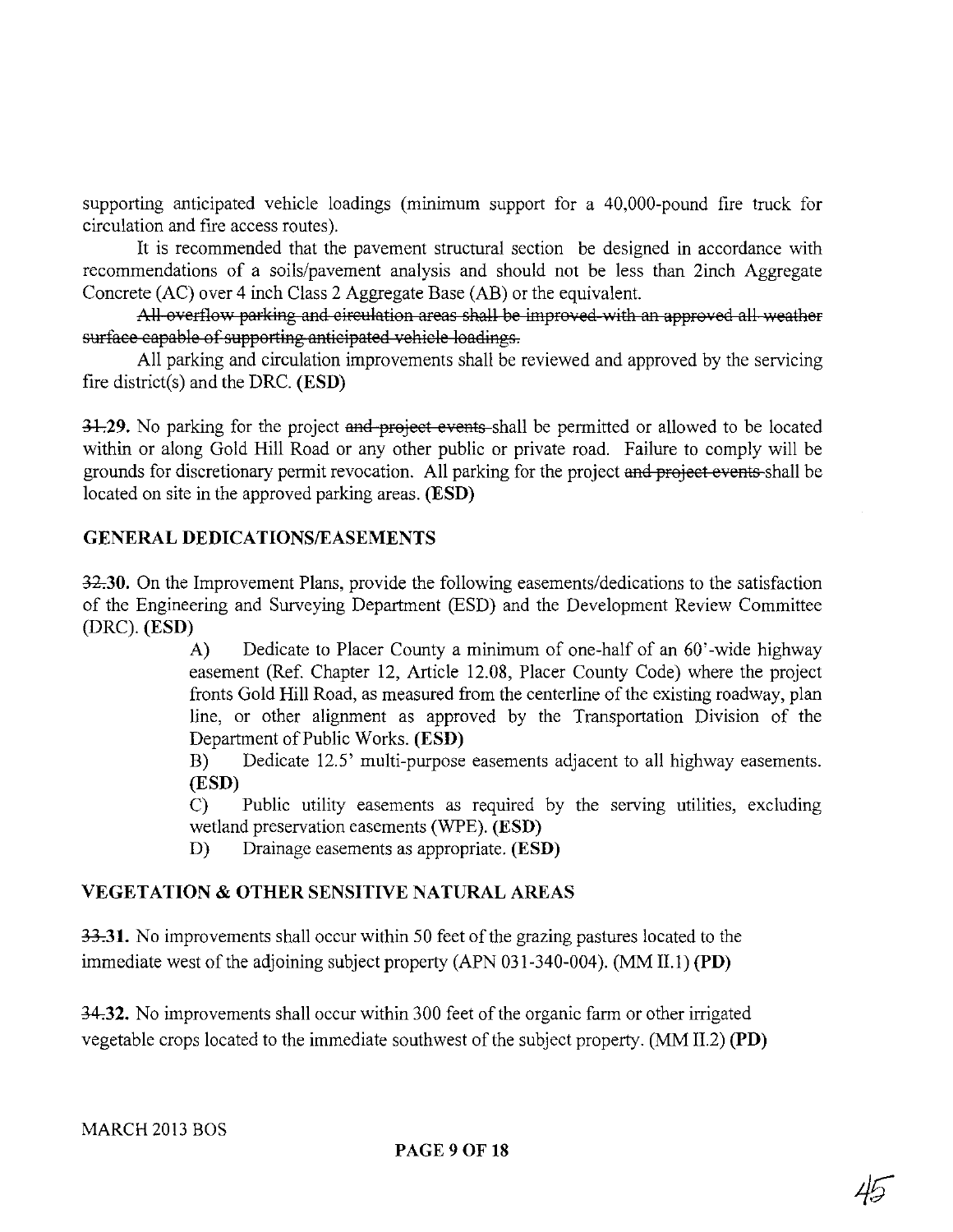supporting anticipated vehicle loadings (minimum support for a 40,000-pound fire truck for circulation and fire access routes).

It is recommended that the pavement structural section be designed in accordance with recommendations of a soils/pavement analysis and should not be less than 2inch Aggregate Concrete (AC) over 4 inch Class 2 Aggregate Base (AB) or the equivalent.

~~All overflow parking and circulation areas shall be improved with an approved all weather surface capable of supporting anticipated vehicle loadings.~~

All parking and circulation improvements shall be reviewed and approved by the servicing fire district(s) and the DRC. **(ESD)**

~~31.~~**29.** No parking for the project ~~and project events~~ shall be permitted or allowed to be located within or along Gold Hill Road or any other public or private road. Failure to comply will be grounds for discretionary permit revocation. All parking for the project ~~and project events~~ shall be located on site in the approved parking areas. **(ESD)**

## GENERAL DEDICATIONS/EASEMENTS

~~32.~~**30.** On the Improvement Plans, provide the following easements/dedications to the satisfaction of the Engineering and Surveying Department (ESD) and the Development Review Committee (DRC). **(ESD)**

A) Dedicate to Placer County a minimum of one-half of an 60'-wide highway easement (Ref. Chapter 12, Article 12.08, Placer County Code) where the project fronts Gold Hill Road, as measured from the centerline of the existing roadway, plan line, or other alignment as approved by the Transportation Division of the Department of Public Works. **(ESD)**

B) Dedicate 12.5' multi-purpose easements adjacent to all highway easements. **(ESD)**

C) Public utility easements as required by the serving utilities, excluding wetland preservation easements (WPE). **(ESD)**

D) Drainage easements as appropriate. **(ESD)**

## VEGETATION & OTHER SENSITIVE NATURAL AREAS

~~33.~~**31.** No improvements shall occur within 50 feet of the grazing pastures located to the immediate west of the adjoining subject property (APN 031-340-004). (MM II.1) **(PD)**

~~34.~~**32.** No improvements shall occur within 300 feet of the organic farm or other irrigated vegetable crops located to the immediate southwest of the subject property. (MM II.2) **(PD)**

MARCH 2013 BOS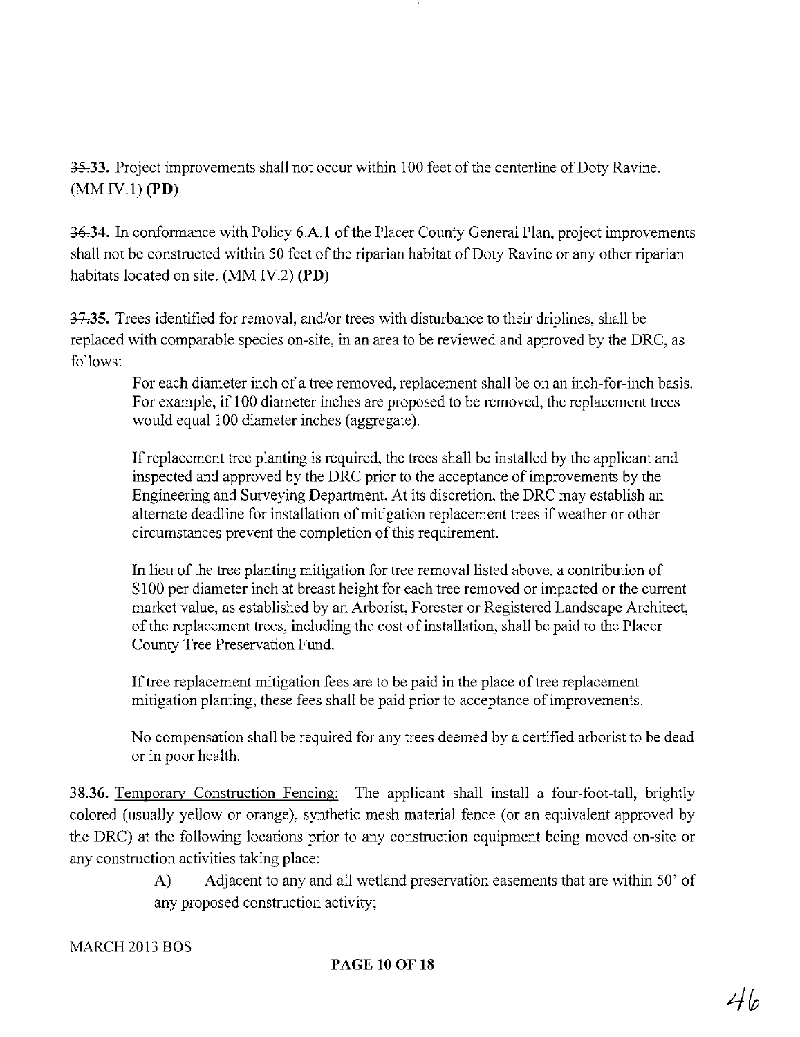~~35.~~**33.** Project improvements shall not occur within 100 feet of the centerline of Doty Ravine. (MM IV.1) **(PD)**

~~36.~~**34.** In conformance with Policy 6.A.1 of the Placer County General Plan, project improvements shall not be constructed within 50 feet of the riparian habitat of Doty Ravine or any other riparian habitats located on site. (MM IV.2) **(PD)**

~~37.~~**35.** Trees identified for removal, and/or trees with disturbance to their driplines, shall be replaced with comparable species on-site, in an area to be reviewed and approved by the DRC, as follows:

> For each diameter inch of a tree removed, replacement shall be on an inch-for-inch basis. For example, if 100 diameter inches are proposed to be removed, the replacement trees would equal 100 diameter inches (aggregate).
>
> If replacement tree planting is required, the trees shall be installed by the applicant and inspected and approved by the DRC prior to the acceptance of improvements by the Engineering and Surveying Department. At its discretion, the DRC may establish an alternate deadline for installation of mitigation replacement trees if weather or other circumstances prevent the completion of this requirement.
>
> In lieu of the tree planting mitigation for tree removal listed above, a contribution of $100 per diameter inch at breast height for each tree removed or impacted or the current market value, as established by an Arborist, Forester or Registered Landscape Architect, of the replacement trees, including the cost of installation, shall be paid to the Placer County Tree Preservation Fund.
>
> If tree replacement mitigation fees are to be paid in the place of tree replacement mitigation planting, these fees shall be paid prior to acceptance of improvements.
>
> No compensation shall be required for any trees deemed by a certified arborist to be dead or in poor health.

~~38.~~**36.** Temporary Construction Fencing: The applicant shall install a four-foot-tall, brightly colored (usually yellow or orange), synthetic mesh material fence (or an equivalent approved by the DRC) at the following locations prior to any construction equipment being moved on-site or any construction activities taking place:

> A) Adjacent to any and all wetland preservation easements that are within 50' of any proposed construction activity;

MARCH 2013 BOS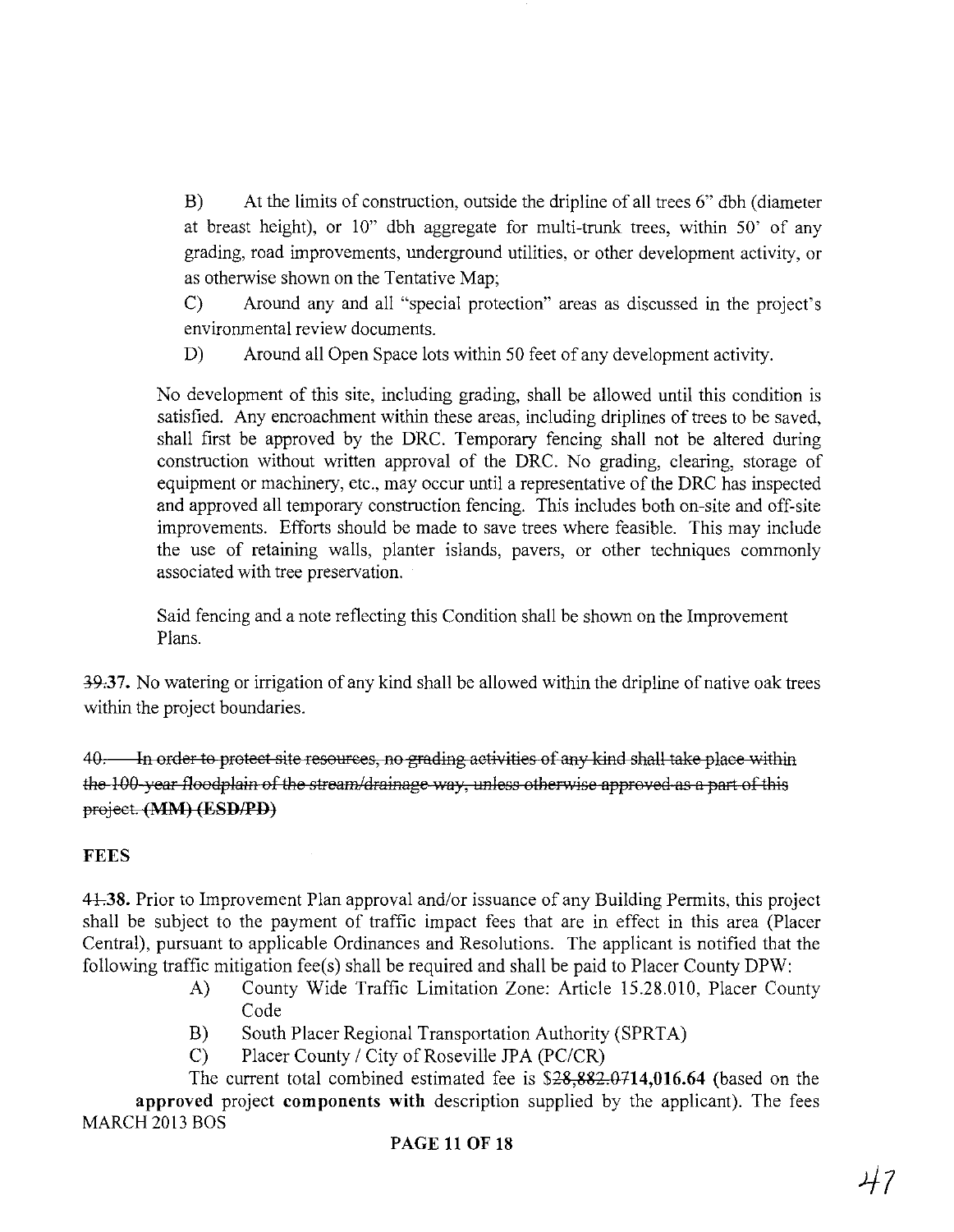B) At the limits of construction, outside the dripline of all trees 6" dbh (diameter at breast height), or 10" dbh aggregate for multi-trunk trees, within 50' of any grading, road improvements, underground utilities, or other development activity, or as otherwise shown on the Tentative Map;

C) Around any and all "special protection" areas as discussed in the project's environmental review documents.

D) Around all Open Space lots within 50 feet of any development activity.

No development of this site, including grading, shall be allowed until this condition is satisfied. Any encroachment within these areas, including driplines of trees to be saved, shall first be approved by the DRC. Temporary fencing shall not be altered during construction without written approval of the DRC. No grading, clearing, storage of equipment or machinery, etc., may occur until a representative of the DRC has inspected and approved all temporary construction fencing. This includes both on-site and off-site improvements. Efforts should be made to save trees where feasible. This may include the use of retaining walls, planter islands, pavers, or other techniques commonly associated with tree preservation.

Said fencing and a note reflecting this Condition shall be shown on the Improvement Plans.

~~39.~~**37.** No watering or irrigation of any kind shall be allowed within the dripline of native oak trees within the project boundaries.

~~40. In order to protect site resources, no grading activities of any kind shall take place within the 100-year floodplain of the stream/drainage way, unless otherwise approved as a part of this project. **(MM) (ESD/PD)**~~

**FEES**

~~41.~~**38.** Prior to Improvement Plan approval and/or issuance of any Building Permits, this project shall be subject to the payment of traffic impact fees that are in effect in this area (Placer Central), pursuant to applicable Ordinances and Resolutions. The applicant is notified that the following traffic mitigation fee(s) shall be required and shall be paid to Placer County DPW:

A) County Wide Traffic Limitation Zone: Article 15.28.010, Placer County Code

B) South Placer Regional Transportation Authority (SPRTA)

C) Placer County / City of Roseville JPA (PC/CR)

The current total combined estimated fee is ~~$28,882.07~~**14,016.64** (based on the **approved** project **components with** description supplied by the applicant). The fees

MARCH 2013 BOS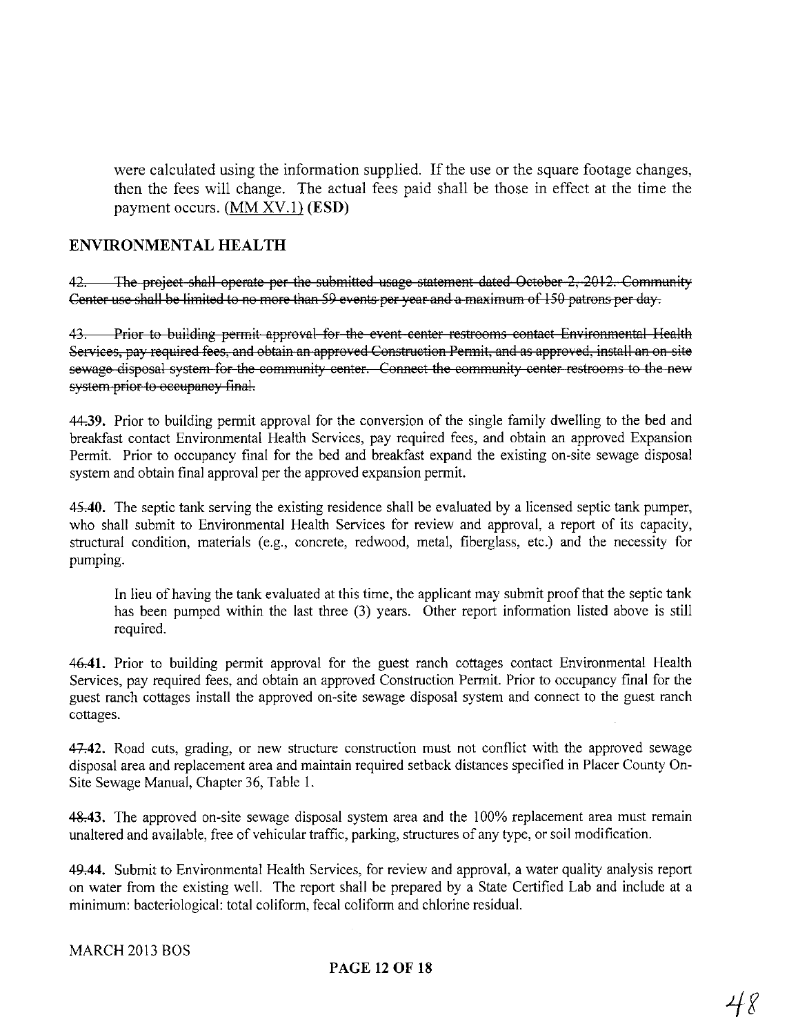were calculated using the information supplied. If the use or the square footage changes, then the fees will change. The actual fees paid shall be those in effect at the time the payment occurs. <u>(MM XV.1)</u> **(ESD)**

## ENVIRONMENTAL HEALTH

~~42. The project shall operate per the submitted usage statement dated October 2, 2012. Community Center use shall be limited to no more than 59 events per year and a maximum of 150 patrons per day.~~

~~43. Prior to building permit approval for the event center restrooms contact Environmental Health Services, pay required fees, and obtain an approved Construction Permit, and as approved, install an on-site sewage disposal system for the community center. Connect the community center restrooms to the new system prior to occupancy final.~~

**~~44.~~39.** Prior to building permit approval for the conversion of the single family dwelling to the bed and breakfast contact Environmental Health Services, pay required fees, and obtain an approved Expansion Permit. Prior to occupancy final for the bed and breakfast expand the existing on-site sewage disposal system and obtain final approval per the approved expansion permit.

**~~45.~~40.** The septic tank serving the existing residence shall be evaluated by a licensed septic tank pumper, who shall submit to Environmental Health Services for review and approval, a report of its capacity, structural condition, materials (e.g., concrete, redwood, metal, fiberglass, etc.) and the necessity for pumping.

In lieu of having the tank evaluated at this time, the applicant may submit proof that the septic tank has been pumped within the last three (3) years. Other report information listed above is still required.

**~~46.~~41.** Prior to building permit approval for the guest ranch cottages contact Environmental Health Services, pay required fees, and obtain an approved Construction Permit. Prior to occupancy final for the guest ranch cottages install the approved on-site sewage disposal system and connect to the guest ranch cottages.

**~~47.~~42.** Road cuts, grading, or new structure construction must not conflict with the approved sewage disposal area and replacement area and maintain required setback distances specified in Placer County On-Site Sewage Manual, Chapter 36, Table 1.

**~~48.~~43.** The approved on-site sewage disposal system area and the 100% replacement area must remain unaltered and available, free of vehicular traffic, parking, structures of any type, or soil modification.

**~~49.~~44.** Submit to Environmental Health Services, for review and approval, a water quality analysis report on water from the existing well. The report shall be prepared by a State Certified Lab and include at a minimum: bacteriological: total coliform, fecal coliform and chlorine residual.

MARCH 2013 BOS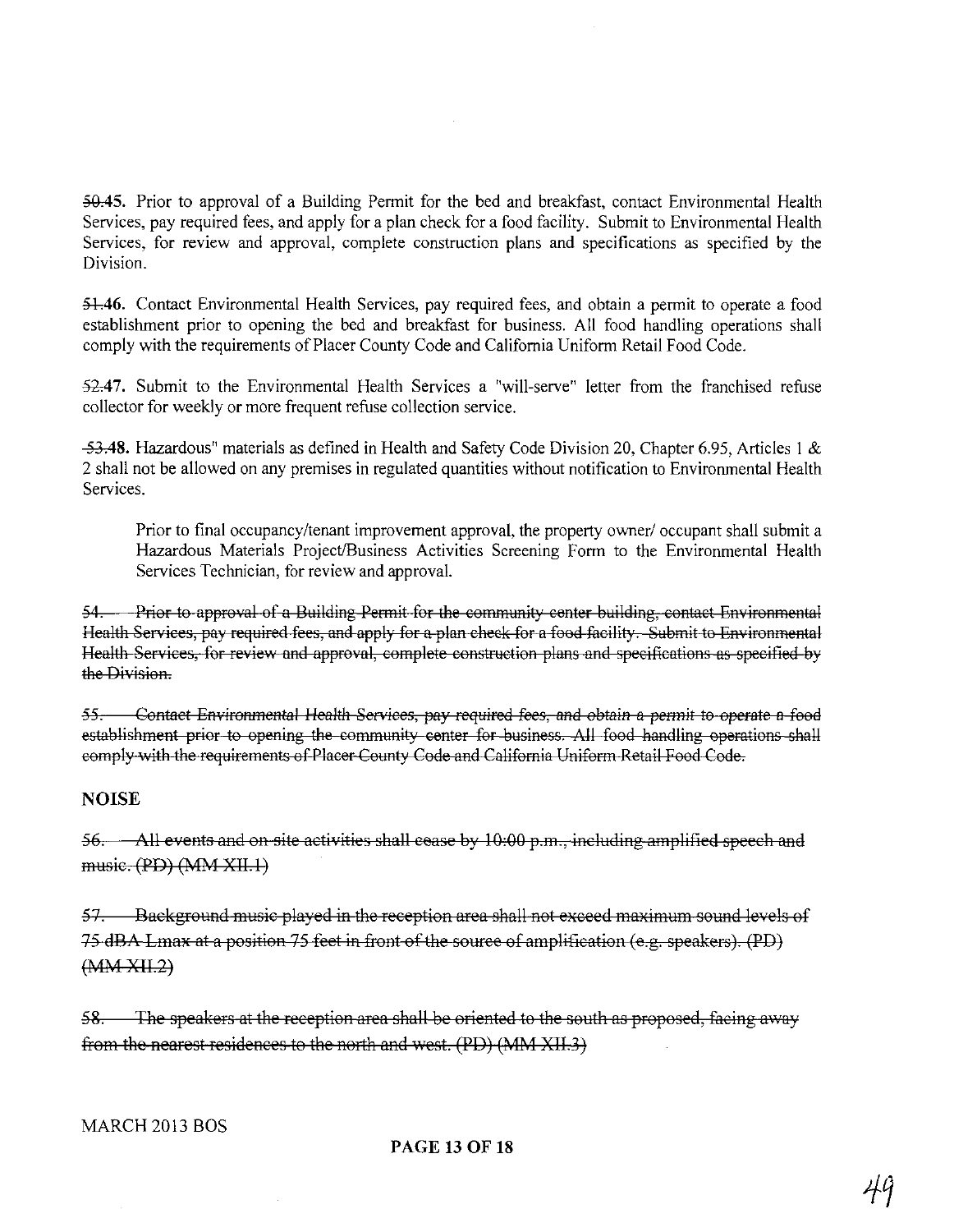~~50.~~45. Prior to approval of a Building Permit for the bed and breakfast, contact Environmental Health Services, pay required fees, and apply for a plan check for a food facility. Submit to Environmental Health Services, for review and approval, complete construction plans and specifications as specified by the Division.

~~51.~~46. Contact Environmental Health Services, pay required fees, and obtain a permit to operate a food establishment prior to opening the bed and breakfast for business. All food handling operations shall comply with the requirements of Placer County Code and California Uniform Retail Food Code.

~~52.~~47. Submit to the Environmental Health Services a "will-serve" letter from the franchised refuse collector for weekly or more frequent refuse collection service.

~~53.~~48. Hazardous" materials as defined in Health and Safety Code Division 20, Chapter 6.95, Articles 1 & 2 shall not be allowed on any premises in regulated quantities without notification to Environmental Health Services.

Prior to final occupancy/tenant improvement approval, the property owner/ occupant shall submit a Hazardous Materials Project/Business Activities Screening Form to the Environmental Health Services Technician, for review and approval.

~~54. Prior to approval of a Building Permit for the community center building, contact Environmental Health Services, pay required fees, and apply for a plan check for a food facility. Submit to Environmental Health Services, for review and approval, complete construction plans and specifications as specified by the Division.~~

~~55. Contact Environmental Health Services, pay required fees, and obtain a permit to operate a food establishment prior to opening the community center for business. All food handling operations shall comply with the requirements of Placer County Code and California Uniform Retail Food Code.~~

## NOISE

~~56. All events and on-site activities shall cease by 10:00 p.m., including amplified speech and music. (PD) (MM XII.1)~~

~~57. Background music played in the reception area shall not exceed maximum sound levels of 75 dBA Lmax at a position 75 feet in front of the source of amplification (e.g. speakers). (PD) (MM XII.2)~~

~~58. The speakers at the reception area shall be oriented to the south as proposed, facing away from the nearest residences to the north and west. (PD) (MM XII.3)~~

MARCH 2013 BOS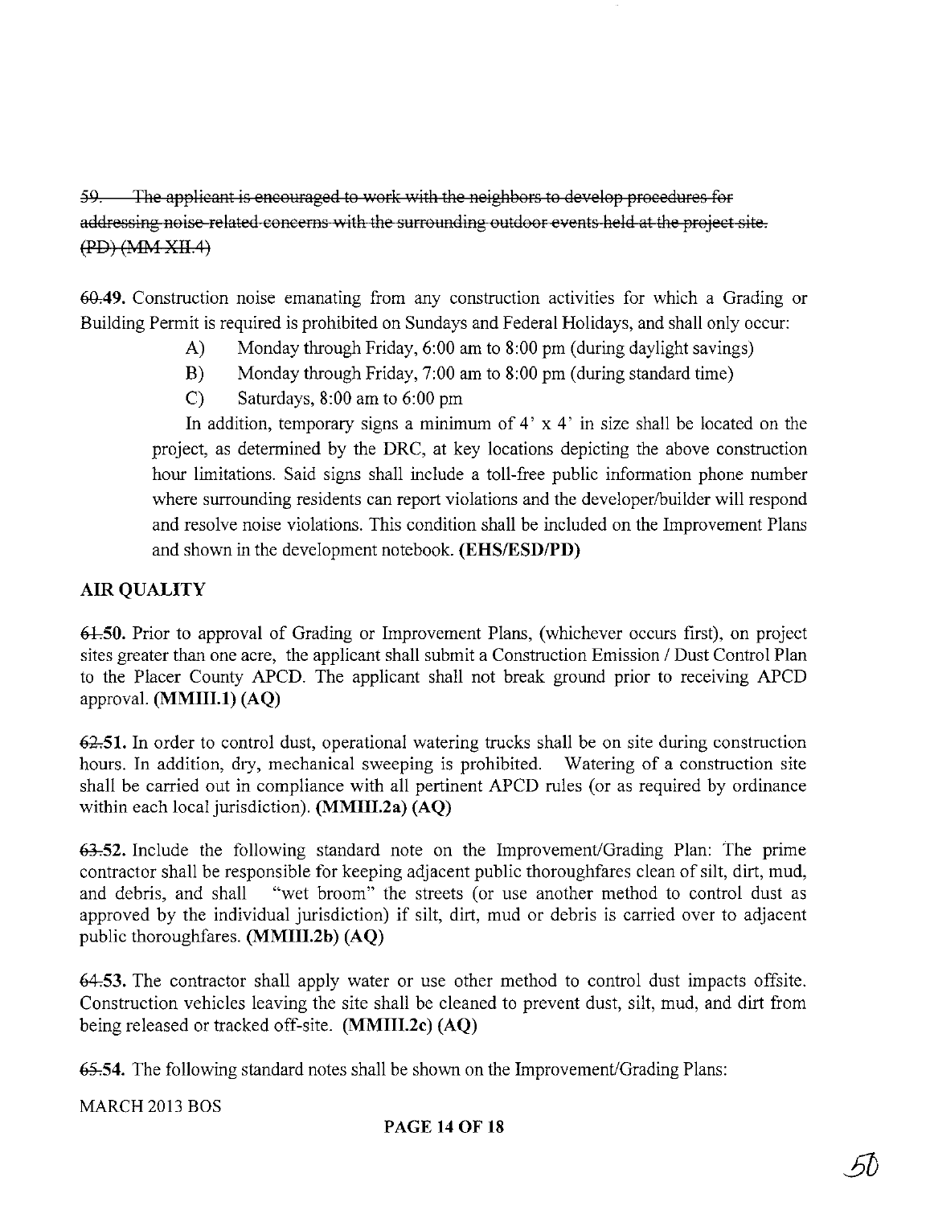~~59. The applicant is encouraged to work with the neighbors to develop procedures for addressing noise-related concerns with the surrounding outdoor events held at the project site. (PD) (MM XII.4)~~

~~60.~~**49.** Construction noise emanating from any construction activities for which a Grading or Building Permit is required is prohibited on Sundays and Federal Holidays, and shall only occur:

A) Monday through Friday, 6:00 am to 8:00 pm (during daylight savings)

B) Monday through Friday, 7:00 am to 8:00 pm (during standard time)

C) Saturdays, 8:00 am to 6:00 pm

In addition, temporary signs a minimum of 4' x 4' in size shall be located on the project, as determined by the DRC, at key locations depicting the above construction hour limitations. Said signs shall include a toll-free public information phone number where surrounding residents can report violations and the developer/builder will respond and resolve noise violations. This condition shall be included on the Improvement Plans and shown in the development notebook. **(EHS/ESD/PD)**

## AIR QUALITY

~~61.~~**50.** Prior to approval of Grading or Improvement Plans, (whichever occurs first), on project sites greater than one acre, the applicant shall submit a Construction Emission / Dust Control Plan to the Placer County APCD. The applicant shall not break ground prior to receiving APCD approval. **(MMIII.1) (AQ)**

~~62.~~**51.** In order to control dust, operational watering trucks shall be on site during construction hours. In addition, dry, mechanical sweeping is prohibited. Watering of a construction site shall be carried out in compliance with all pertinent APCD rules (or as required by ordinance within each local jurisdiction). **(MMIII.2a) (AQ)**

~~63.~~**52.** Include the following standard note on the Improvement/Grading Plan: The prime contractor shall be responsible for keeping adjacent public thoroughfares clean of silt, dirt, mud, and debris, and shall "wet broom" the streets (or use another method to control dust as approved by the individual jurisdiction) if silt, dirt, mud or debris is carried over to adjacent public thoroughfares. **(MMIII.2b) (AQ)**

~~64.~~**53.** The contractor shall apply water or use other method to control dust impacts offsite. Construction vehicles leaving the site shall be cleaned to prevent dust, silt, mud, and dirt from being released or tracked off-site. **(MMIII.2c) (AQ)**

~~65.~~**54.** The following standard notes shall be shown on the Improvement/Grading Plans:

MARCH 2013 BOS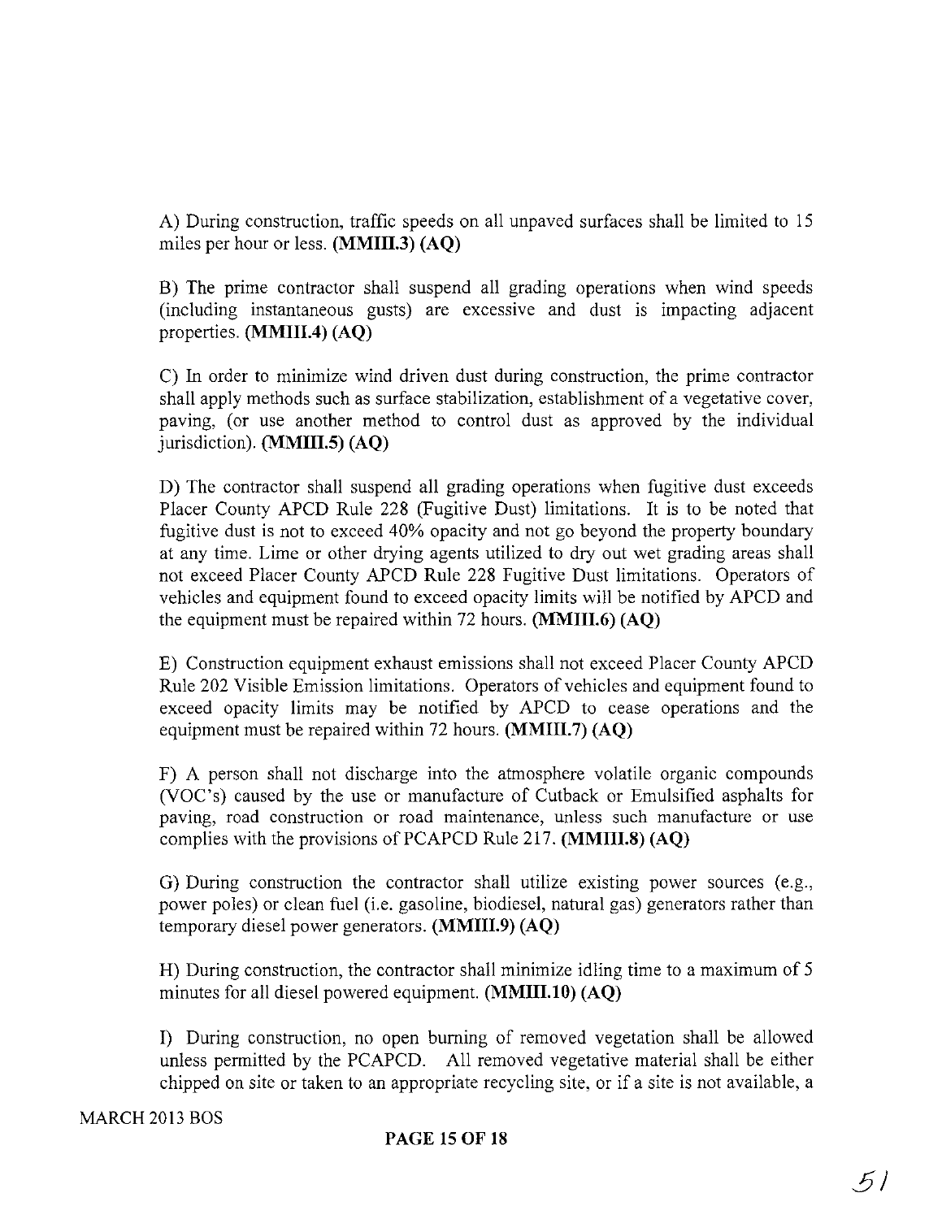A) During construction, traffic speeds on all unpaved surfaces shall be limited to 15 miles per hour or less. **(MMIII.3) (AQ)**

B) The prime contractor shall suspend all grading operations when wind speeds (including instantaneous gusts) are excessive and dust is impacting adjacent properties. **(MMIII.4) (AQ)**

C) In order to minimize wind driven dust during construction, the prime contractor shall apply methods such as surface stabilization, establishment of a vegetative cover, paving, (or use another method to control dust as approved by the individual jurisdiction). **(MMIII.5) (AQ)**

D) The contractor shall suspend all grading operations when fugitive dust exceeds Placer County APCD Rule 228 (Fugitive Dust) limitations. It is to be noted that fugitive dust is not to exceed 40% opacity and not go beyond the property boundary at any time. Lime or other drying agents utilized to dry out wet grading areas shall not exceed Placer County APCD Rule 228 Fugitive Dust limitations. Operators of vehicles and equipment found to exceed opacity limits will be notified by APCD and the equipment must be repaired within 72 hours. **(MMIII.6) (AQ)**

E) Construction equipment exhaust emissions shall not exceed Placer County APCD Rule 202 Visible Emission limitations. Operators of vehicles and equipment found to exceed opacity limits may be notified by APCD to cease operations and the equipment must be repaired within 72 hours. **(MMIII.7) (AQ)**

F) A person shall not discharge into the atmosphere volatile organic compounds (VOC's) caused by the use or manufacture of Cutback or Emulsified asphalts for paving, road construction or road maintenance, unless such manufacture or use complies with the provisions of PCAPCD Rule 217. **(MMIII.8) (AQ)**

G) During construction the contractor shall utilize existing power sources (e.g., power poles) or clean fuel (i.e. gasoline, biodiesel, natural gas) generators rather than temporary diesel power generators. **(MMIII.9) (AQ)**

H) During construction, the contractor shall minimize idling time to a maximum of 5 minutes for all diesel powered equipment. **(MMIII.10) (AQ)**

I) During construction, no open burning of removed vegetation shall be allowed unless permitted by the PCAPCD. All removed vegetative material shall be either chipped on site or taken to an appropriate recycling site, or if a site is not available, a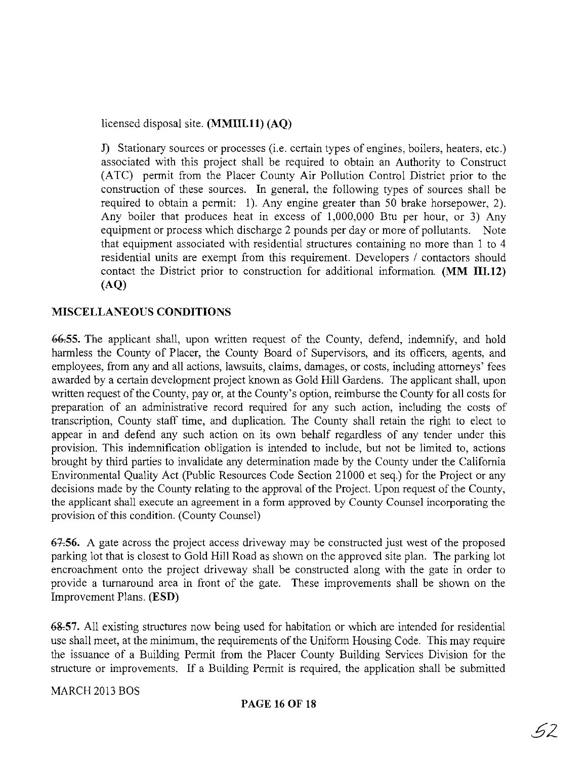licensed disposal site. **(MMIII.11) (AQ)**

J) Stationary sources or processes (i.e. certain types of engines, boilers, heaters, etc.) associated with this project shall be required to obtain an Authority to Construct (ATC) permit from the Placer County Air Pollution Control District prior to the construction of these sources. In general, the following types of sources shall be required to obtain a permit: 1). Any engine greater than 50 brake horsepower, 2). Any boiler that produces heat in excess of 1,000,000 Btu per hour, or 3) Any equipment or process which discharge 2 pounds per day or more of pollutants. Note that equipment associated with residential structures containing no more than 1 to 4 residential units are exempt from this requirement. Developers / contactors should contact the District prior to construction for additional information. **(MM III.12) (AQ)**

## MISCELLANEOUS CONDITIONS

**~~66.~~55.** The applicant shall, upon written request of the County, defend, indemnify, and hold harmless the County of Placer, the County Board of Supervisors, and its officers, agents, and employees, from any and all actions, lawsuits, claims, damages, or costs, including attorneys' fees awarded by a certain development project known as Gold Hill Gardens. The applicant shall, upon written request of the County, pay or, at the County's option, reimburse the County for all costs for preparation of an administrative record required for any such action, including the costs of transcription, County staff time, and duplication. The County shall retain the right to elect to appear in and defend any such action on its own behalf regardless of any tender under this provision. This indemnification obligation is intended to include, but not be limited to, actions brought by third parties to invalidate any determination made by the County under the California Environmental Quality Act (Public Resources Code Section 21000 et seq.) for the Project or any decisions made by the County relating to the approval of the Project. Upon request of the County, the applicant shall execute an agreement in a form approved by County Counsel incorporating the provision of this condition. (County Counsel)

**~~67.~~56.** A gate across the project access driveway may be constructed just west of the proposed parking lot that is closest to Gold Hill Road as shown on the approved site plan. The parking lot encroachment onto the project driveway shall be constructed along with the gate in order to provide a turnaround area in front of the gate. These improvements shall be shown on the Improvement Plans. **(ESD)**

**~~68.~~57.** All existing structures now being used for habitation or which are intended for residential use shall meet, at the minimum, the requirements of the Uniform Housing Code. This may require the issuance of a Building Permit from the Placer County Building Services Division for the structure or improvements. If a Building Permit is required, the application shall be submitted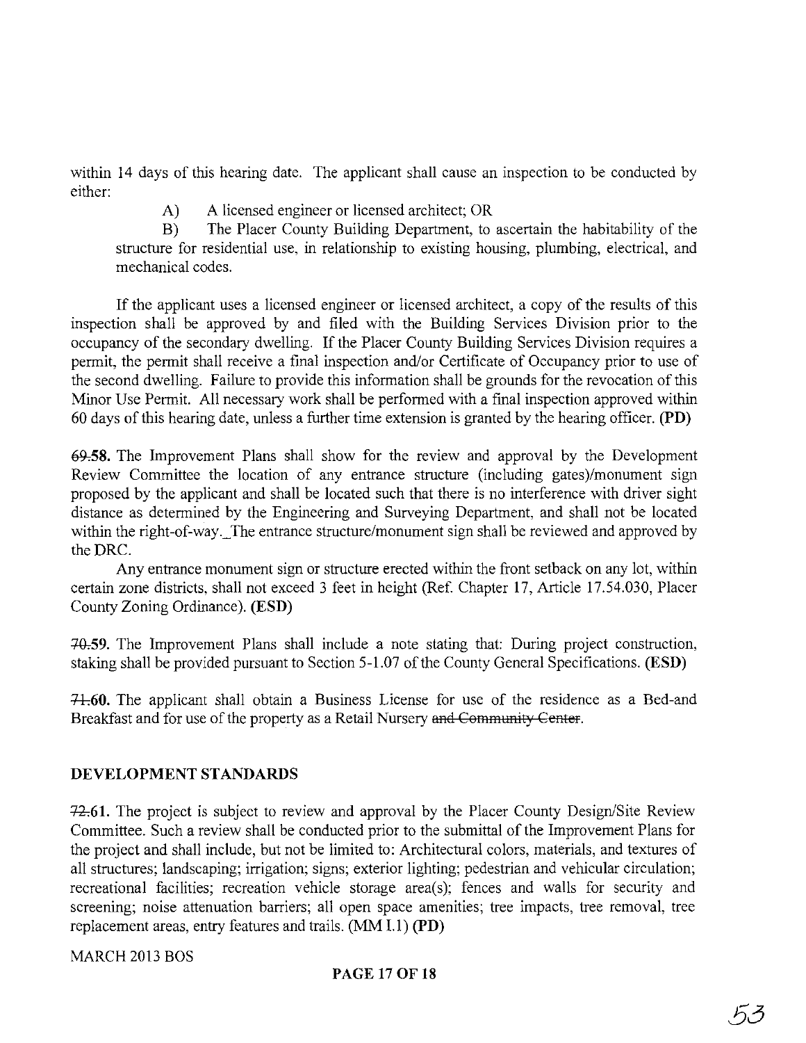within 14 days of this hearing date. The applicant shall cause an inspection to be conducted by either:

A) A licensed engineer or licensed architect; OR

B) The Placer County Building Department, to ascertain the habitability of the structure for residential use, in relationship to existing housing, plumbing, electrical, and mechanical codes.

If the applicant uses a licensed engineer or licensed architect, a copy of the results of this inspection shall be approved by and filed with the Building Services Division prior to the occupancy of the secondary dwelling. If the Placer County Building Services Division requires a permit, the permit shall receive a final inspection and/or Certificate of Occupancy prior to use of the second dwelling. Failure to provide this information shall be grounds for the revocation of this Minor Use Permit. All necessary work shall be performed with a final inspection approved within 60 days of this hearing date, unless a further time extension is granted by the hearing officer. **(PD)**

~~69.~~**58.** The Improvement Plans shall show for the review and approval by the Development Review Committee the location of any entrance structure (including gates)/monument sign proposed by the applicant and shall be located such that there is no interference with driver sight distance as determined by the Engineering and Surveying Department, and shall not be located within the right-of-way. The entrance structure/monument sign shall be reviewed and approved by the DRC.

Any entrance monument sign or structure erected within the front setback on any lot, within certain zone districts, shall not exceed 3 feet in height (Ref. Chapter 17, Article 17.54.030, Placer County Zoning Ordinance). **(ESD)**

~~70.~~**59.** The Improvement Plans shall include a note stating that: During project construction, staking shall be provided pursuant to Section 5-1.07 of the County General Specifications. **(ESD)**

~~71.~~**60.** The applicant shall obtain a Business License for use of the residence as a Bed-and Breakfast and for use of the property as a Retail Nursery ~~and Community Center~~.

## DEVELOPMENT STANDARDS

~~72.~~**61.** The project is subject to review and approval by the Placer County Design/Site Review Committee. Such a review shall be conducted prior to the submittal of the Improvement Plans for the project and shall include, but not be limited to: Architectural colors, materials, and textures of all structures; landscaping; irrigation; signs; exterior lighting; pedestrian and vehicular circulation; recreational facilities; recreation vehicle storage area(s); fences and walls for security and screening; noise attenuation barriers; all open space amenities; tree impacts, tree removal, tree replacement areas, entry features and trails. (MM I.1) **(PD)**

MARCH 2013 BOS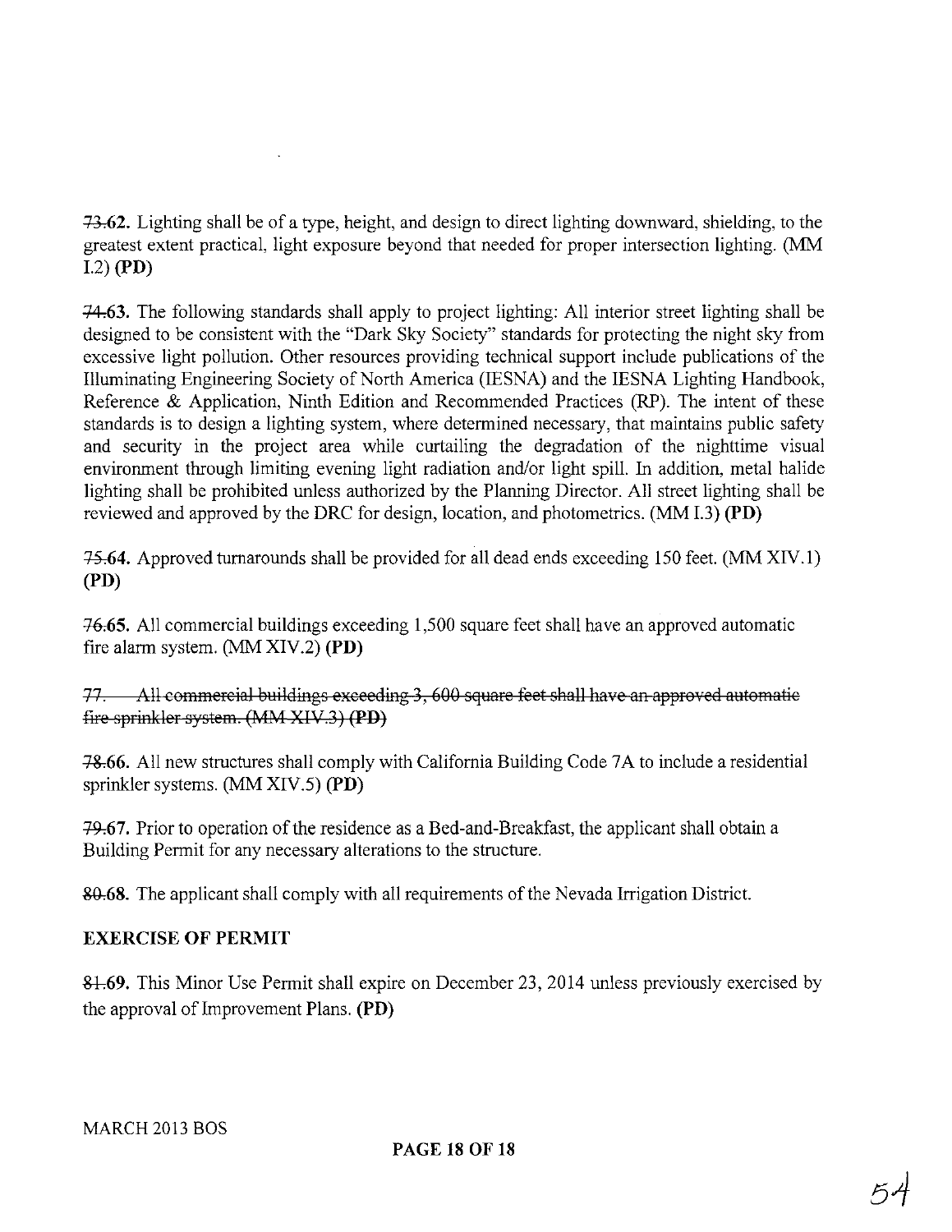~~73.~~62. Lighting shall be of a type, height, and design to direct lighting downward, shielding, to the greatest extent practical, light exposure beyond that needed for proper intersection lighting. (MM I.2) **(PD)**

~~74.~~63. The following standards shall apply to project lighting: All interior street lighting shall be designed to be consistent with the "Dark Sky Society" standards for protecting the night sky from excessive light pollution. Other resources providing technical support include publications of the Illuminating Engineering Society of North America (IESNA) and the IESNA Lighting Handbook, Reference & Application, Ninth Edition and Recommended Practices (RP). The intent of these standards is to design a lighting system, where determined necessary, that maintains public safety and security in the project area while curtailing the degradation of the nighttime visual environment through limiting evening light radiation and/or light spill. In addition, metal halide lighting shall be prohibited unless authorized by the Planning Director. All street lighting shall be reviewed and approved by the DRC for design, location, and photometrics. (MM I.3) **(PD)**

~~75.~~64. Approved turnarounds shall be provided for all dead ends exceeding 150 feet. (MM XIV.1) **(PD)**

~~76.~~65. All commercial buildings exceeding 1,500 square feet shall have an approved automatic fire alarm system. (MM XIV.2) **(PD)**

~~77. All commercial buildings exceeding 3, 600 square feet shall have an approved automatic fire sprinkler system. (MM XIV.3) (PD)~~

~~78.~~66. All new structures shall comply with California Building Code 7A to include a residential sprinkler systems. (MM XIV.5) **(PD)**

~~79.~~67. Prior to operation of the residence as a Bed-and-Breakfast, the applicant shall obtain a Building Permit for any necessary alterations to the structure.

~~80.~~68. The applicant shall comply with all requirements of the Nevada Irrigation District.

**EXERCISE OF PERMIT**

~~81.~~69. This Minor Use Permit shall expire on December 23, 2014 unless previously exercised by the approval of Improvement Plans. **(PD)**

MARCH 2013 BOS